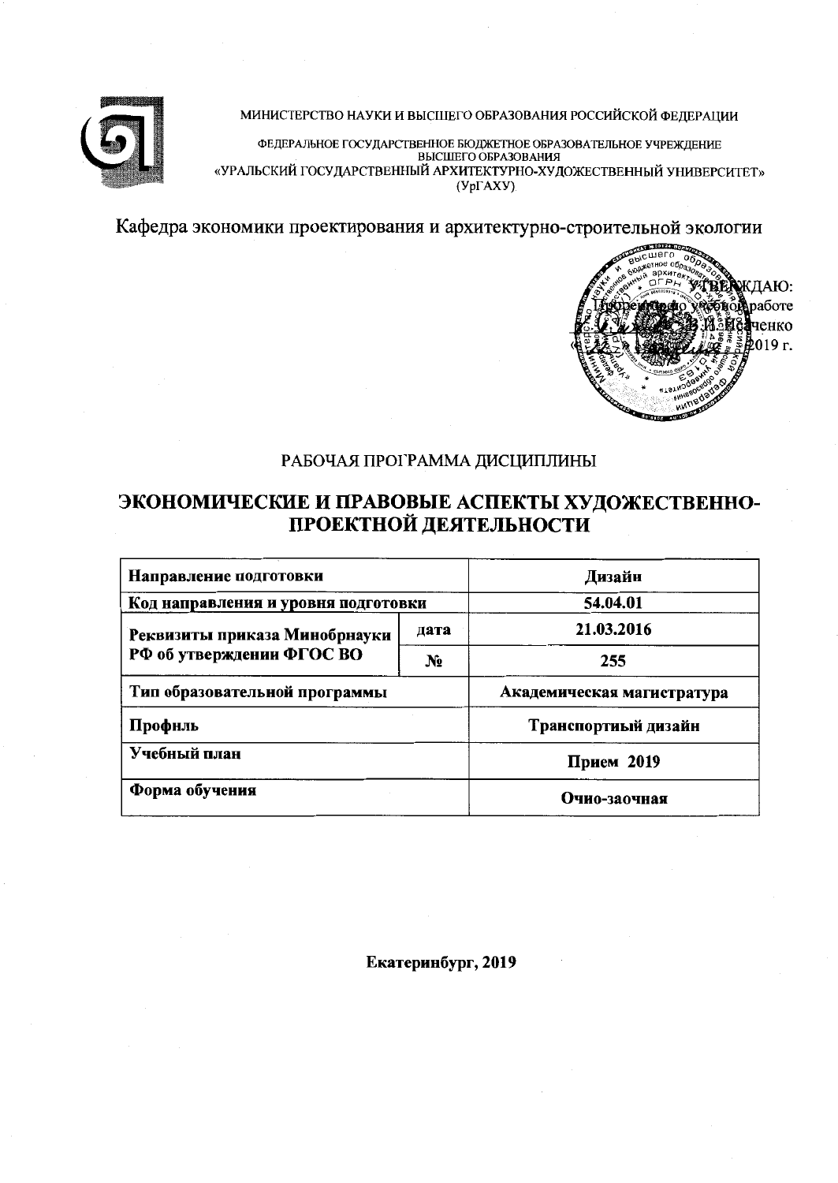МИНИСТЕРСТВО НАУКИ И ВЫСШЕГО ОБРАЗОВАНИЯ РОССИЙСКОЙ ФЕДЕРАЦИИ

ФЕДЕРАЛЬНОЕ ГОСУДАРСТВЕННОЕ БЮДЖЕТНОЕ ОБРАЗОВАТЕЛЬНОЕ УЧРЕЖДЕНИЕ ВЫСШЕГО ОБРАЗОВАНИЯ
«УРАЛЬСКИЙ ГОСУДАРСТВЕННЫЙ АРХИТЕКТУРНО-ХУДОЖЕСТВЕННЫЙ УНИВЕРСИТЕТ»
(УрГАХУ)

Кафедра экономики проектирования и архитектурно-строительной экологии

УТВЕРЖДАЮ:
Проректор по учебной работе
В.И. Исаченко
« » 2019 г.

РАБОЧАЯ ПРОГРАММА ДИСЦИПЛИНЫ

# ЭКОНОМИЧЕСКИЕ И ПРАВОВЫЕ АСПЕКТЫ ХУДОЖЕСТВЕННО-ПРОЕКТНОЙ ДЕЯТЕЛЬНОСТИ

| **Направление подготовки** | | **Дизайн** |
|---|---|---|
| **Код направления и уровня подготовки** | | **54.04.01** |
| **Реквизиты приказа Минобрнауки РФ об утверждении ФГОС ВО** | **дата** | **21.03.2016** |
| | **№** | **255** |
| **Тип образовательной программы** | | **Академическая магистратура** |
| **Профиль** | | **Транспортный дизайн** |
| **Учебный план** | | **Прием 2019** |
| **Форма обучения** | | **Очно-заочная** |

**Екатеринбург, 2019**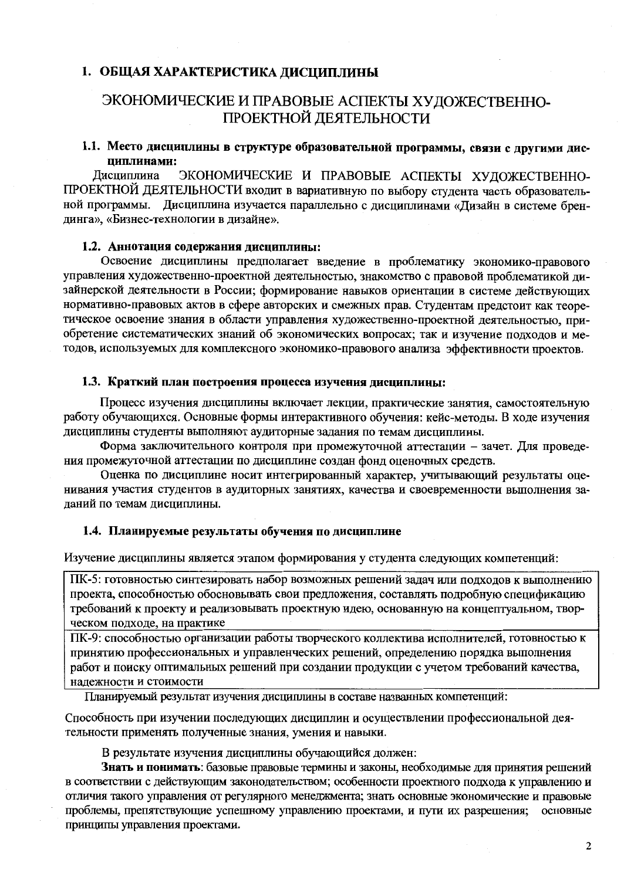## 1. ОБЩАЯ ХАРАКТЕРИСТИКА ДИСЦИПЛИНЫ

# ЭКОНОМИЧЕСКИЕ И ПРАВОВЫЕ АСПЕКТЫ ХУДОЖЕСТВЕННО-ПРОЕКТНОЙ ДЕЯТЕЛЬНОСТИ

### 1.1. Место дисциплины в структуре образовательной программы, связи с другими дисциплинами:

Дисциплина ЭКОНОМИЧЕСКИЕ И ПРАВОВЫЕ АСПЕКТЫ ХУДОЖЕСТВЕННО-ПРОЕКТНОЙ ДЕЯТЕЛЬНОСТИ входит в вариативную по выбору студента часть образовательной программы. Дисциплина изучается параллельно с дисциплинами «Дизайн в системе брендинга», «Бизнес-технологии в дизайне».

### 1.2. Аннотация содержания дисциплины:

Освоение дисциплины предполагает введение в проблематику экономико-правового управления художественно-проектной деятельностью, знакомство с правовой проблематикой дизайнерской деятельности в России; формирование навыков ориентации в системе действующих нормативно-правовых актов в сфере авторских и смежных прав. Студентам предстоит как теоретическое освоение знания в области управления художественно-проектной деятельностью, приобретение систематических знаний об экономических вопросах; так и изучение подходов и методов, используемых для комплексного экономико-правового анализа эффективности проектов.

### 1.3. Краткий план построения процесса изучения дисциплины:

Процесс изучения дисциплины включает лекции, практические занятия, самостоятельную работу обучающихся. Основные формы интерактивного обучения: кейс-методы. В ходе изучения дисциплины студенты выполняют аудиторные задания по темам дисциплины.

Форма заключительного контроля при промежуточной аттестации – зачет. Для проведения промежуточной аттестации по дисциплине создан фонд оценочных средств.

Оценка по дисциплине носит интегрированный характер, учитывающий результаты оценивания участия студентов в аудиторных занятиях, качества и своевременности выполнения заданий по темам дисциплины.

### 1.4. Планируемые результаты обучения по дисциплине

Изучение дисциплины является этапом формирования у студента следующих компетенций:

| |
|---|
| ПК-5: готовностью синтезировать набор возможных решений задач или подходов к выполнению проекта, способностью обосновывать свои предложения, составлять подробную спецификацию требований к проекту и реализовывать проектную идею, основанную на концептуальном, творческом подходе, на практике |
| ПК-9: способностью организации работы творческого коллектива исполнителей, готовностью к принятию профессиональных и управленческих решений, определению порядка выполнения работ и поиску оптимальных решений при создании продукции с учетом требований качества, надежности и стоимости |

Планируемый результат изучения дисциплины в составе названных компетенций:

Способность при изучении последующих дисциплин и осуществлении профессиональной деятельности применять полученные знания, умения и навыки.

В результате изучения дисциплины обучающийся должен:

**Знать и понимать**: базовые правовые термины и законы, необходимые для принятия решений в соответствии с действующим законодательством; особенности проектного подхода к управлению и отличия такого управления от регулярного менеджмента; знать основные экономические и правовые проблемы, препятствующие успешному управлению проектами, и пути их разрешения; основные принципы управления проектами.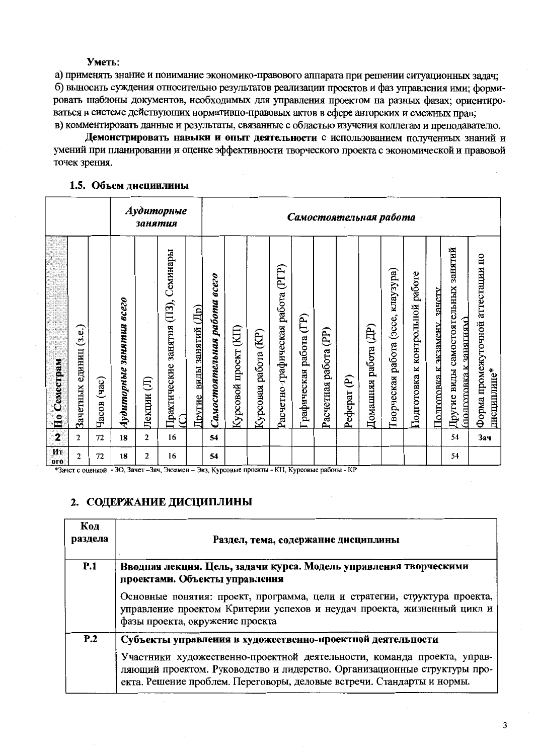**Уметь**:

а) применять знание и понимание экономико-правового аппарата при решении ситуационных задач;
б) выносить суждения относительно результатов реализации проектов и фаз управления ими; формировать шаблоны документов, необходимых для управления проектом на разных фазах; ориентироваться в системе действующих нормативно-правовых актов в сфере авторских и смежных прав;
в) комментировать данные и результаты, связанные с областью изучения коллегам и преподавателю.

**Демонстрировать навыки и опыт деятельности** с использованием полученных знаний и умений при планировании и оценке эффективности творческого проекта с экономической и правовой точек зрения.

### 1.5. Объем дисциплины

| | | | *Аудиторные занятия* | | | | *Самостоятельная работа* | | | | | | | | | | | | | |
|---|---|---|---|---|---|---|---|---|---|---|---|---|---|---|---|---|---|---|---|---|
| **По Семестрам** | Зачетных единиц (з.е.) | Часов (час) | *Аудиторные занятия всего* | Лекции (Л) | Практические занятия (ПЗ), Семинары (С) | Другие виды занятий (Др) | *Самостоятельная работа всего* | Курсовой проект (КП) | Курсовая работа (КР) | Расчетно-графическая работа (РГР) | Графическая работа (ГР) | Расчетная работа (РР) | Реферат (Р) | Домашняя работа (ДР) | Творческая работа (эссе, клаузура) | Подготовка к контрольной работе | Подготовка к экзамену, зачету | Другие виды самостоятельных занятий (подготовка к занятиям) | Форма промежуточной аттестации по дисциплине* |
| **2** | 2 | 72 | 18 | 2 | 16 | | 54 | | | | | | | | | | | 54 | **Зач** |
| **Итого** | 2 | 72 | 18 | 2 | 16 | | 54 | | | | | | | | | | | 54 | |

*Зачет с оценкой - ЗО, Зачет –Зач, Экзамен – Экз, Курсовые проекты - КП, Курсовые работы - КР

## 2. СОДЕРЖАНИЕ ДИСЦИПЛИНЫ

| Код раздела | Раздел, тема, содержание дисциплины |
|---|---|
| **Р.1** | **Вводная лекция. Цель, задачи курса. Модель управления творческими проектами. Объекты управления**<br>Основные понятия: проект, программа, цели и стратегии, структура проекта, управление проектом Критерии успехов и неудач проекта, жизненный цикл и фазы проекта, окружение проекта |
| **Р.2** | **Субъекты управления в художественно-проектной деятельности**<br>Участники художественно-проектной деятельности, команда проекта, управляющий проектом. Руководство и лидерство. Организационные структуры проекта. Решение проблем. Переговоры, деловые встречи. Стандарты и нормы. |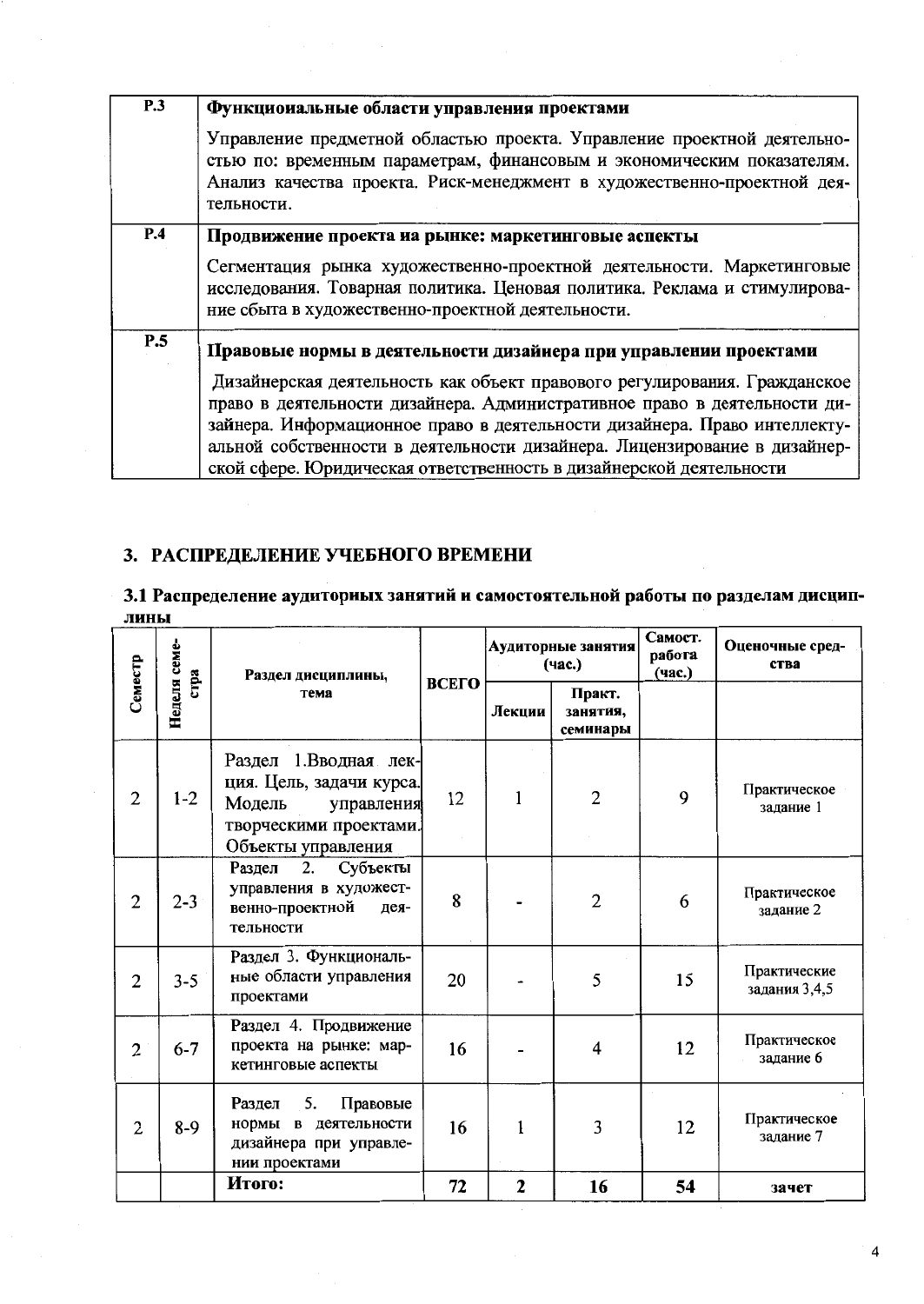| | |
|---|---|
| Р.3 | **Функциональные области управления проектами**<br><br>Управление предметной областью проекта. Управление проектной деятельностью по: временным параметрам, финансовым и экономическим показателям. Анализ качества проекта. Риск-менеджмент в художественно-проектной деятельности. |
| Р.4 | **Продвижение проекта на рынке: маркетинговые аспекты**<br><br>Сегментация рынка художественно-проектной деятельности. Маркетинговые исследования. Товарная политика. Ценовая политика. Реклама и стимулирование сбыта в художественно-проектной деятельности. |
| Р.5 | **Правовые нормы в деятельности дизайнера при управлении проектами**<br><br>Дизайнерская деятельность как объект правового регулирования. Гражданское право в деятельности дизайнера. Административное право в деятельности дизайнера. Информационное право в деятельности дизайнера. Право интеллектуальной собственности в деятельности дизайнера. Лицензирование в дизайнерской сфере. Юридическая ответственность в дизайнерской деятельности |

## 3. РАСПРЕДЕЛЕНИЕ УЧЕБНОГО ВРЕМЕНИ

### 3.1 Распределение аудиторых занятий и самостоятельной работы по разделам дисциплины

| Семестр | Неделя семестра | Раздел дисциплины, тема | ВСЕГО | Аудиторные занятия (час.) | | Самост. работа (час.) | Оценочные средства |
|---|---|---|---|---|---|---|---|
| | | | | Лекции | Практ. занятия, семинары | | |
| 2 | 1-2 | Раздел 1.Вводная лекция. Цель, задачи курса. Модель управления творческими проектами. Объекты управления | 12 | 1 | 2 | 9 | Практическое задание 1 |
| 2 | 2-3 | Раздел 2. Субъекты управления в художественно-проектной деятельности | 8 | - | 2 | 6 | Практическое задание 2 |
| 2 | 3-5 | Раздел 3. Функциональные области управления проектами | 20 | - | 5 | 15 | Практические задания 3,4,5 |
| 2 | 6-7 | Раздел 4. Продвижение проекта на рынке: маркетинговые аспекты | 16 | - | 4 | 12 | Практическое задание 6 |
| 2 | 8-9 | Раздел 5. Правовые нормы в деятельности дизайнера при управлении проектами | 16 | 1 | 3 | 12 | Практическое задание 7 |
| | | **Итого:** | **72** | **2** | **16** | **54** | **зачет** |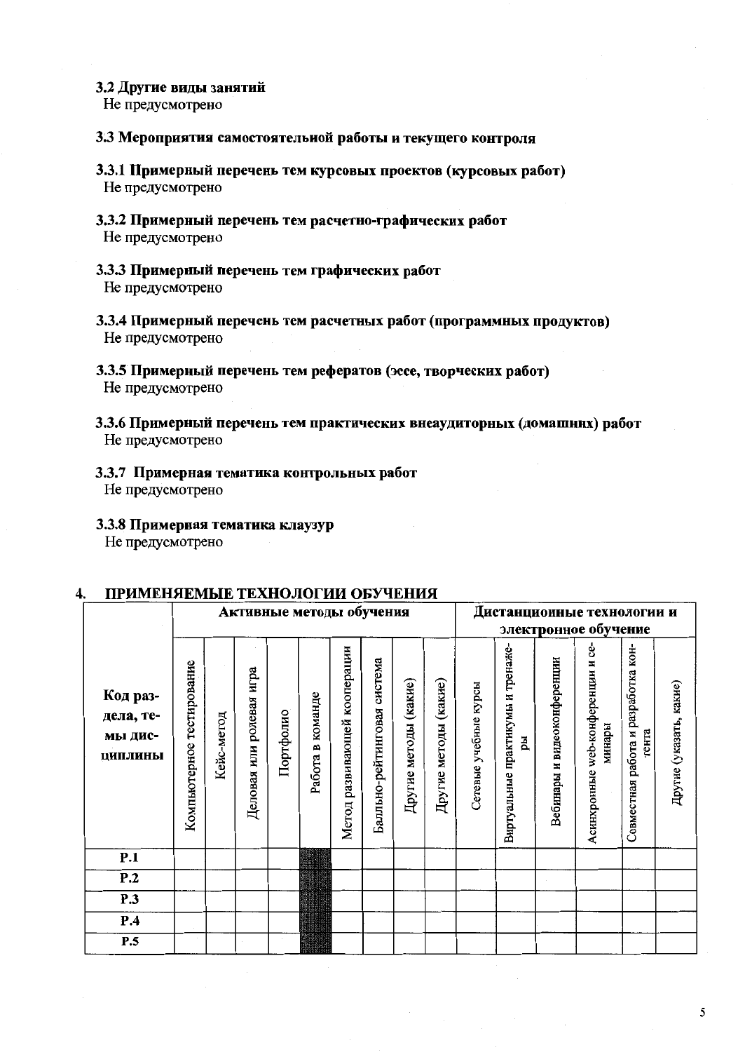### 3.2 Другие виды занятий

Не предусмотрено

### 3.3 Мероприятия самостоятельной работы и текущего контроля

#### 3.3.1 Примерный перечень тем курсовых проектов (курсовых работ)

Не предусмотрено

#### 3.3.2 Примерный перечень тем расчетно-графических работ

Не предусмотрено

#### 3.3.3 Примерный перечень тем графических работ

Не предусмотрено

#### 3.3.4 Примерный перечень тем расчетных работ (программных продуктов)

Не предусмотрено

#### 3.3.5 Примерный перечень тем рефератов (эссе, творческих работ)

Не предусмотрено

#### 3.3.6 Примерный перечень тем практических внеаудиторных (домашних) работ

Не предусмотрено

#### 3.3.7 Примерная тематика контрольных работ

Не предусмотрено

#### 3.3.8 Примерная тематика клаузур

Не предусмотрено

## 4. ПРИМЕНЯЕМЫЕ ТЕХНОЛОГИИ ОБУЧЕНИЯ

| Код раздела, темы дисциплины | Активные методы обучения | | | | | | | | | Дистанционные технологии и электронное обучение | | | | | |
|---|---|---|---|---|---|---|---|---|---|---|---|---|---|---|---|
| | Компьютерное тестирование | Кейс-метод | Деловая или ролевая игра | Портфолио | Работа в команде | Метод развивающей кооперации | Балльно-рейтинговая система | Другие методы (какие) | Другие методы (какие) | Сетевые учебные курсы | Виртуальные практикумы и тренажеры | Вебинары и видеоконференции | Асинхронные web-конференции и семинары | Совместная работа и разработка контента | Другие (указать, какие) |
| Р.1 | | | | | ■ | | | | | | | | | | |
| Р.2 | | | | | ■ | | | | | | | | | | |
| Р.3 | | | | | ■ | | | | | | | | | | |
| Р.4 | | | | | ■ | | | | | | | | | | |
| Р.5 | | | | | ■ | | | | | | | | | | |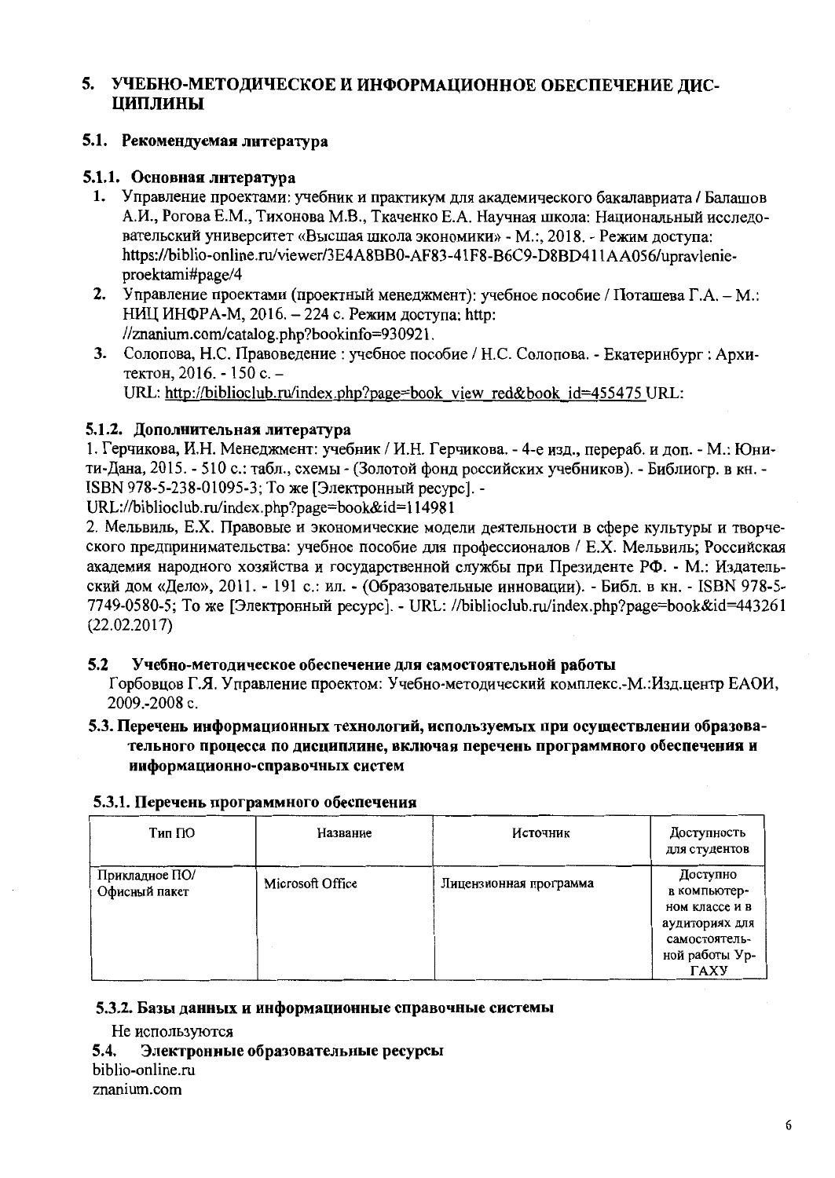## 5. УЧЕБНО-МЕТОДИЧЕСКОЕ И ИНФОРМАЦИОННОЕ ОБЕСПЕЧЕНИЕ ДИСЦИПЛИНЫ

### 5.1. Рекомендуемая литература

#### 5.1.1. Основная литература

1. Управление проектами: учебник и практикум для академического бакалавриата / Балашов А.И., Рогова Е.М., Тихонова М.В., Ткаченко Е.А. Научная школа: Национальный исследовательский университет «Высшая школа экономики» - М.:, 2018. - Режим доступа: https://biblio-online.ru/viewer/3E4A8BB0-AF83-41F8-B6C9-D8BD411AA056/upravlenie-proektami#page/4
2. Управление проектами (проектный менеджмент): учебное пособие / Поташева Г.А. – М.: НИЦ ИНФРА-М, 2016. – 224 с. Режим доступа: http: //znanium.com/catalog.php?bookinfo=930921.
3. Солопова, Н.С. Правоведение : учебное пособие / Н.С. Солопова. - Екатеринбург : Архитектон, 2016. - 150 с. – URL: http://biblioclub.ru/index.php?page=book_view_red&book_id=455475 URL:

#### 5.1.2. Дополнительная литература

1. Герчикова, И.Н. Менеджмент: учебник / И.Н. Герчикова. - 4-е изд., перераб. и доп. - М.: Юнити-Дана, 2015. - 510 с.: табл., схемы - (Золотой фонд российских учебников). - Библиогр. в кн. - ISBN 978-5-238-01095-3; То же [Электронный ресурс]. - URL://biblioclub.ru/index.php?page=book&id=114981

2. Мельвиль, Е.Х. Правовые и экономические модели деятельности в сфере культуры и творческого предпринимательства: учебное пособие для профессионалов / Е.Х. Мельвиль; Российская академия народного хозяйства и государственной службы при Президенте РФ. - М.: Издательский дом «Дело», 2011. - 191 с.: ил. - (Образовательные инновации). - Библ. в кн. - ISBN 978-5-7749-0580-5; То же [Электронный ресурс]. - URL: //biblioclub.ru/index.php?page=book&id=443261 (22.02.2017)

### 5.2 Учебно-методическое обеспечение для самостоятельной работы

Горбовцов Г.Я. Управление проектом: Учебно-методический комплекс.-М.:Изд.центр ЕАОИ, 2009.-2008 с.

### 5.3. Перечень информационных технологий, используемых при осуществлении образовательного процесса по дисциплине, включая перечень программного обеспечения и информационно-справочных систем

#### 5.3.1. Перечень программного обеспечения

| Тип ПО | Название | Источник | Доступность для студентов |
|---|---|---|---|
| Прикладное ПО/ Офисный пакет | Microsoft Office | Лицензионная программа | Доступно в компьютерном классе и в аудиториях для самостоятельной работы УрГАХУ |

#### 5.3.2. Базы данных и информационные справочные системы

Не используются

### 5.4. Электронные образовательные ресурсы

biblio-online.ru
znanium.com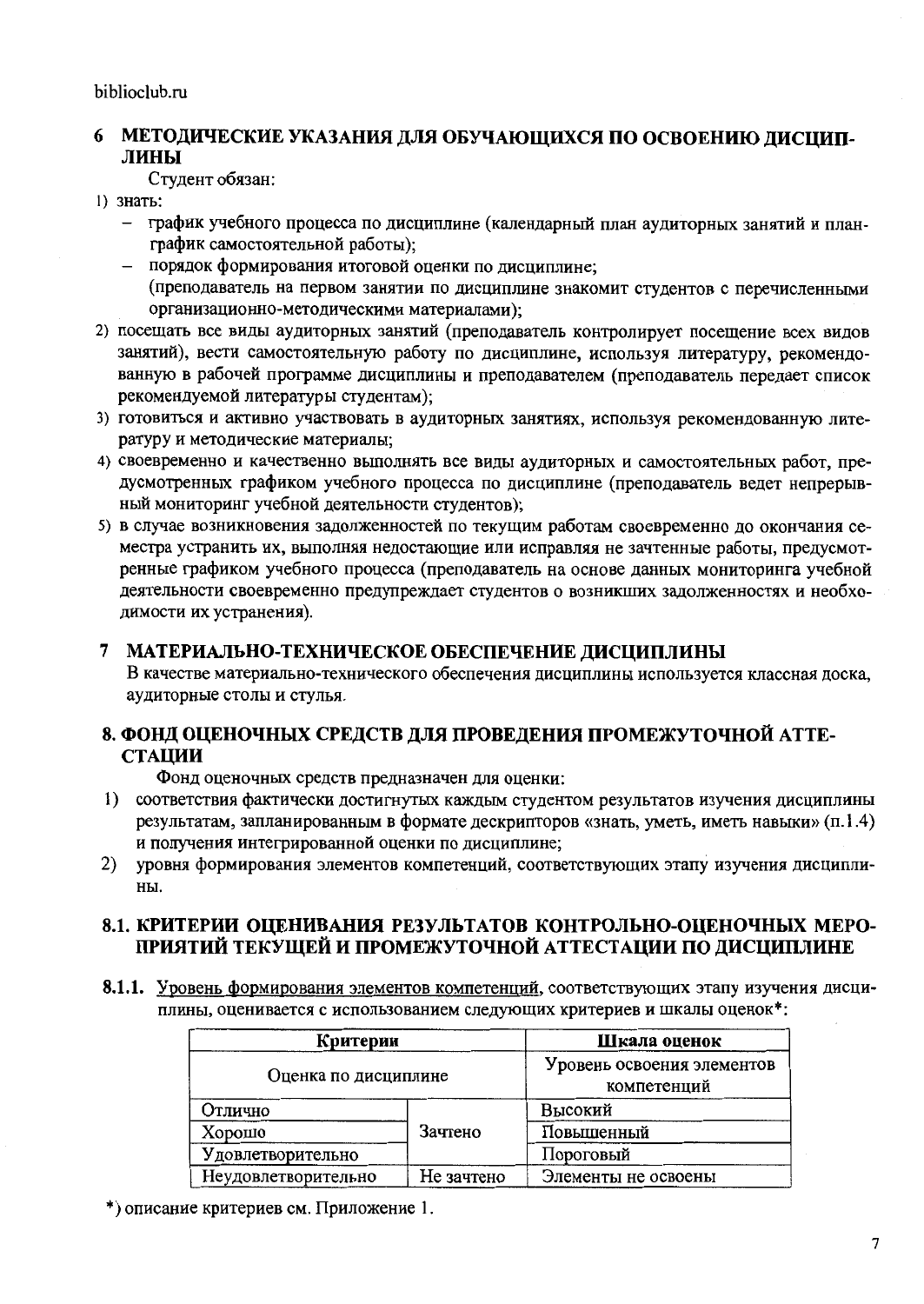## 6 МЕТОДИЧЕСКИЕ УКАЗАНИЯ ДЛЯ ОБУЧАЮЩИХСЯ ПО ОСВОЕНИЮ ДИСЦИПЛИНЫ

Студент обязан:

1) знать:
   - график учебного процесса по дисциплине (календарный план аудиторных занятий и план-график самостоятельной работы);
   - порядок формирования итоговой оценки по дисциплине;
   
   (преподаватель на первом занятии по дисциплине знакомит студентов с перечисленными организационно-методическими материалами);
2) посещать все виды аудиторных занятий (преподаватель контролирует посещение всех видов занятий), вести самостоятельную работу по дисциплине, используя литературу, рекомендованную в рабочей программе дисциплины и преподавателем (преподаватель передает список рекомендуемой литературы студентам);
3) готовиться и активно участвовать в аудиторных занятиях, используя рекомендованную литературу и методические материалы;
4) своевременно и качественно выполнять все виды аудиторных и самостоятельных работ, предусмотренных графиком учебного процесса по дисциплине (преподаватель ведет непрерывный мониторинг учебной деятельности студентов);
5) в случае возникновения задолженностей по текущим работам своевременно до окончания семестра устранить их, выполняя недостающие или исправляя не зачтенные работы, предусмотренные графиком учебного процесса (преподаватель на основе данных мониторинга учебной деятельности своевременно предупреждает студентов о возникших задолженностях и необходимости их устранения).

## 7 МАТЕРИАЛЬНО-ТЕХНИЧЕСКОЕ ОБЕСПЕЧЕНИЕ ДИСЦИПЛИНЫ

В качестве материально-технического обеспечения дисциплины используется классная доска, аудиторные столы и стулья.

## 8. ФОНД ОЦЕНОЧНЫХ СРЕДСТВ ДЛЯ ПРОВЕДЕНИЯ ПРОМЕЖУТОЧНОЙ АТТЕСТАЦИИ

Фонд оценочных средств предназначен для оценки:

1) соответствия фактически достигнутых каждым студентом результатов изучения дисциплины результатам, запланированным в формате дескрипторов «знать, уметь, иметь навыки» (п.1.4) и получения интегрированной оценки по дисциплине;
2) уровня формирования элементов компетенций, соответствующих этапу изучения дисциплины.

### 8.1. КРИТЕРИИ ОЦЕНИВАНИЯ РЕЗУЛЬТАТОВ КОНТРОЛЬНО-ОЦЕНОЧНЫХ МЕРОПРИЯТИЙ ТЕКУЩЕЙ И ПРОМЕЖУТОЧНОЙ АТТЕСТАЦИИ ПО ДИСЦИПЛИНЕ

**8.1.1.** Уровень формирования элементов компетенций, соответствующих этапу изучения дисциплины, оценивается с использованием следующих критериев и шкалы оценок*:

| Критерии | | Шкала оценок |
|---|---|---|
| Оценка по дисциплине | | Уровень освоения элементов компетенций |
| Отлично | Зачтено | Высокий |
| Хорошо | | Повышенный |
| Удовлетворительно | | Пороговый |
| Неудовлетворительно | Не зачтено | Элементы не освоены |

*) описание критериев см. Приложение 1.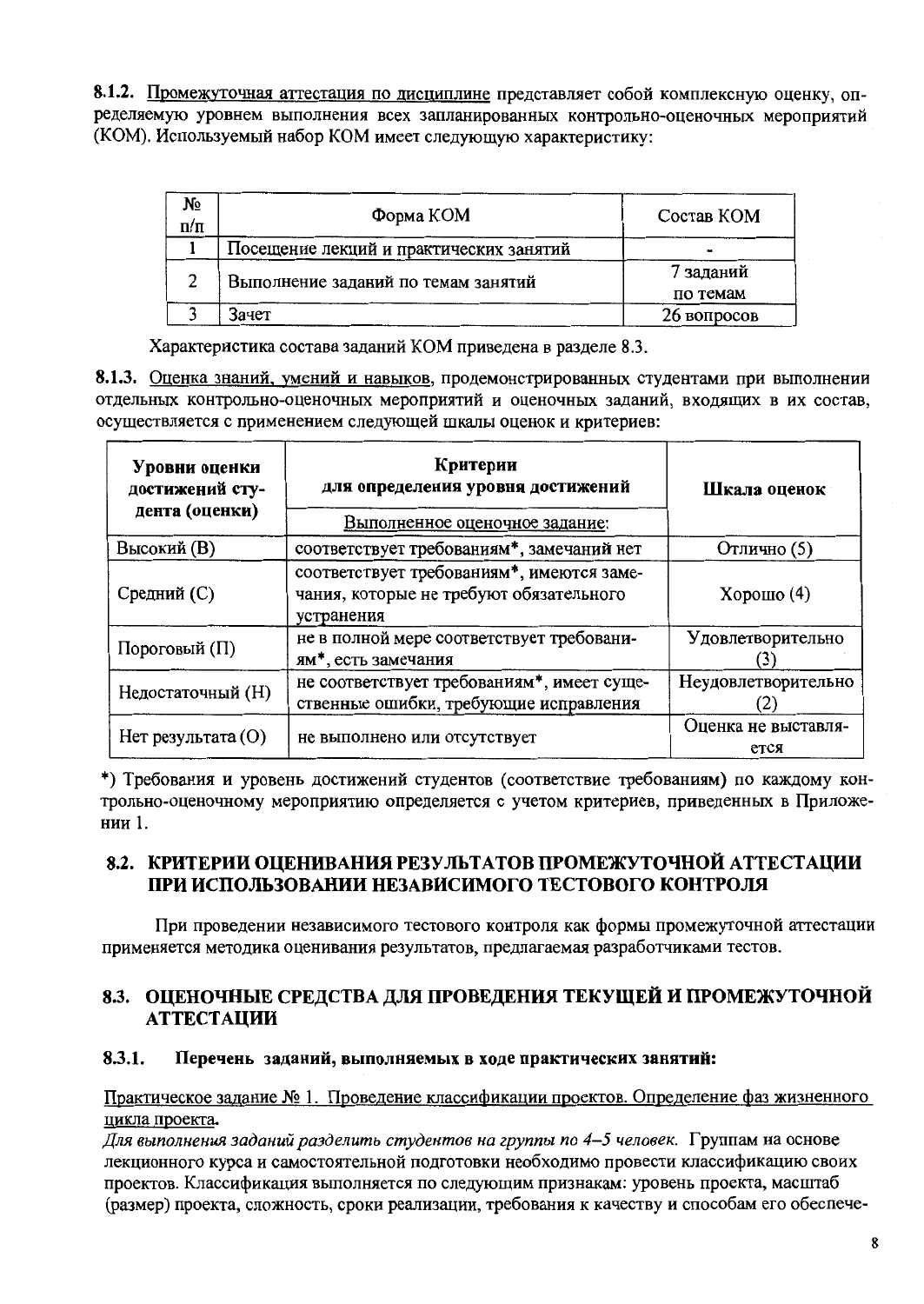**8.1.2.** Промежуточная аттестация по дисциплине представляет собой комплексную оценку, определяемую уровнем выполнения всех запланированных контрольно-оценочных мероприятий (КОМ). Используемый набор КОМ имеет следующую характеристику:

| № п/п | Форма КОМ | Состав КОМ |
|---|---|---|
| 1 | Посещение лекций и практических занятий | - |
| 2 | Выполнение заданий по темам занятий | 7 заданий по темам |
| 3 | Зачет | 26 вопросов |

Характеристика состава заданий КОМ приведена в разделе 8.3.

**8.1.3.** Оценка знаний, умений и навыков, продемонстрированных студентами при выполнении отдельных контрольно-оценочных мероприятий и оценочных заданий, входящих в их состав, осуществляется с применением следующей шкалы оценок и критериев:

| Уровни оценки достижений студента (оценки) | Критерии для определения уровня достижений<br>Выполненное оценочное задание: | Шкала оценок |
|---|---|---|
| Высокий (В) | соответствует требованиям*, замечаний нет | Отлично (5) |
| Средний (С) | соответствует требованиям*, имеются замечания, которые не требуют обязательного устранения | Хорошо (4) |
| Пороговый (П) | не в полной мере соответствует требованиям*, есть замечания | Удовлетворительно (3) |
| Недостаточный (Н) | не соответствует требованиям*, имеет существенные ошибки, требующие исправления | Неудовлетворительно (2) |
| Нет результата (О) | не выполнено или отсутствует | Оценка не выставляется |

*) Требования и уровень достижений студентов (соответствие требованиям) по каждому контрольно-оценочному мероприятию определяется с учетом критериев, приведенных в Приложении 1.

## 8.2. КРИТЕРИИ ОЦЕНИВАНИЯ РЕЗУЛЬТАТОВ ПРОМЕЖУТОЧНОЙ АТТЕСТАЦИИ ПРИ ИСПОЛЬЗОВАНИИ НЕЗАВИСИМОГО ТЕСТОВОГО КОНТРОЛЯ

При проведении независимого тестового контроля как формы промежуточной аттестации применяется методика оценивания результатов, предлагаемая разработчиками тестов.

## 8.3. ОЦЕНОЧНЫЕ СРЕДСТВА ДЛЯ ПРОВЕДЕНИЯ ТЕКУЩЕЙ И ПРОМЕЖУТОЧНОЙ АТТЕСТАЦИИ

### 8.3.1. Перечень заданий, выполняемых в ходе практических занятий:

Практическое задание № 1. Проведение классификации проектов. Определение фаз жизненного цикла проекта.

*Для выполнения заданий разделить студентов на группы по 4–5 человек.* Группам на основе лекционного курса и самостоятельной подготовки необходимо провести классификацию своих проектов. Классификация выполняется по следующим признакам: уровень проекта, масштаб (размер) проекта, сложность, сроки реализации, требования к качеству и способам его обеспече-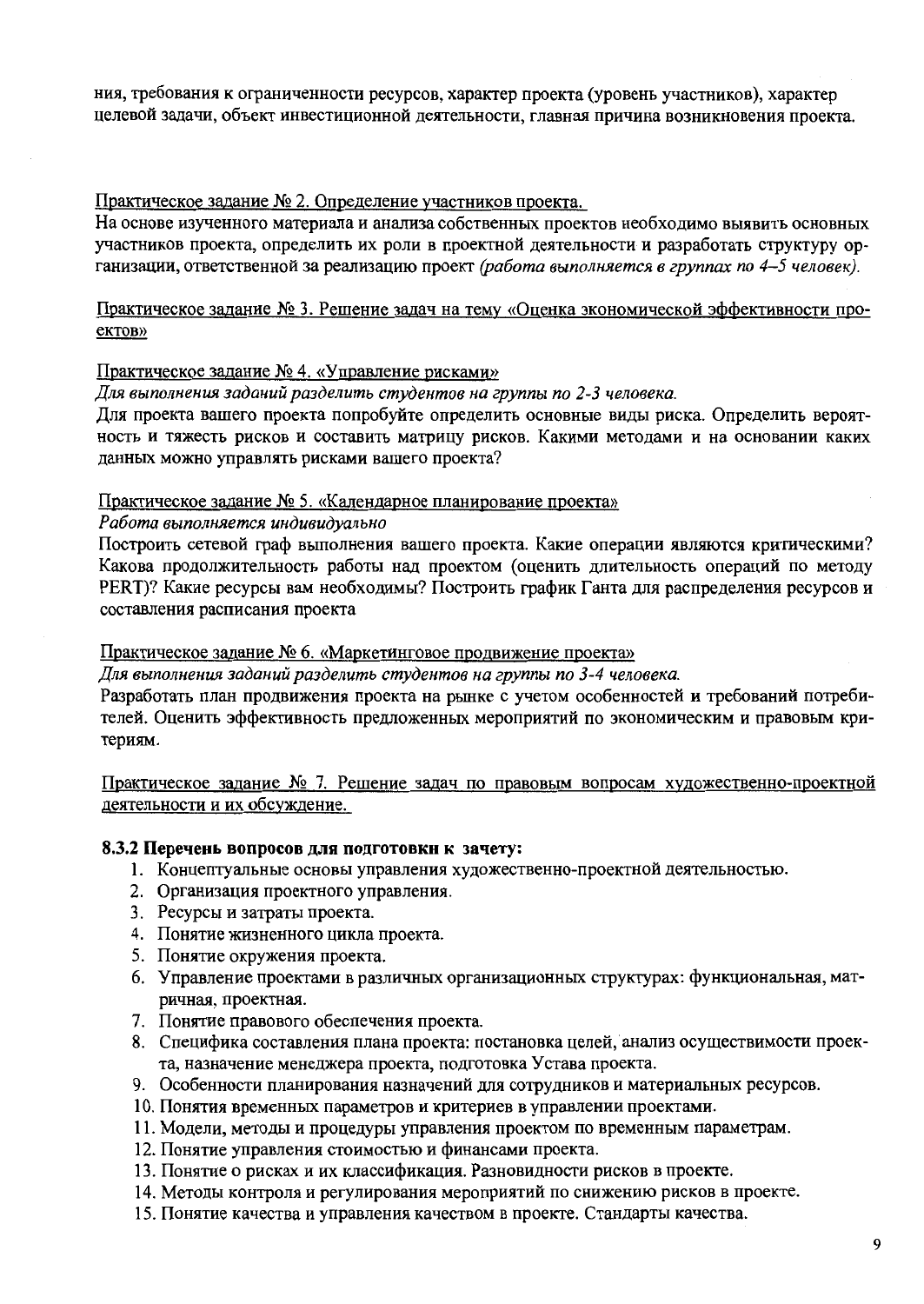ния, требования к ограниченности ресурсов, характер проекта (уровень участников), характер целевой задачи, объект инвестиционной деятельности, главная причина возникновения проекта.

<u>Практическое задание № 2. Определение участников проекта.</u>
На основе изученного материала и анализа собственных проектов необходимо выявить основных участников проекта, определить их роли в проектной деятельности и разработать структуру организации, ответственной за реализацию проект *(работа выполняется в группах по 4–5 человек).*

<u>Практическое задание № 3. Решение задач на тему «Оценка экономической эффективности проектов»</u>

<u>Практическое задание № 4. «Управление рисками»</u>
*Для выполнения заданий разделить студентов на группы по 2-3 человека.*
Для проекта вашего проекта попробуйте определить основные виды риска. Определить вероятность и тяжесть рисков и составить матрицу рисков. Какими методами и на основании каких данных можно управлять рисками вашего проекта?

<u>Практическое задание № 5. «Календарное планирование проекта»</u>
*Работа выполняется индивидуально*
Построить сетевой граф выполнения вашего проекта. Какие операции являются критическими? Какова продолжительность работы над проектом (оценить длительность операций по методу PERT)? Какие ресурсы вам необходимы? Построить график Ганта для распределения ресурсов и составления расписания проекта

<u>Практическое задание № 6. «Маркетинговое продвижение проекта»</u>
*Для выполнения заданий разделить студентов на группы по 3-4 человека.*
Разработать план продвижения проекта на рынке с учетом особенностей и требований потребителей. Оценить эффективность предложенных мероприятий по экономическим и правовым критериям.

<u>Практическое задание № 7. Решение задач по правовым вопросам художественно-проектной деятельности и их обсуждение.</u>

**8.3.2 Перечень вопросов для подготовки к зачету:**

1. Концептуальные основы управления художественно-проектной деятельностью.
2. Организация проектного управления.
3. Ресурсы и затраты проекта.
4. Понятие жизненного цикла проекта.
5. Понятие окружения проекта.
6. Управление проектами в различных организационных структурах: функциональная, матричная, проектная.
7. Понятие правового обеспечения проекта.
8. Специфика составления плана проекта: постановка целей, анализ осуществимости проекта, назначение менеджера проекта, подготовка Устава проекта.
9. Особенности планирования назначений для сотрудников и материальных ресурсов.
10. Понятия временных параметров и критериев в управлении проектами.
11. Модели, методы и процедуры управления проектом по временным параметрам.
12. Понятие управления стоимостью и финансами проекта.
13. Понятие о рисках и их классификация. Разновидности рисков в проекте.
14. Методы контроля и регулирования мероприятий по снижению рисков в проекте.
15. Понятие качества и управления качеством в проекте. Стандарты качества.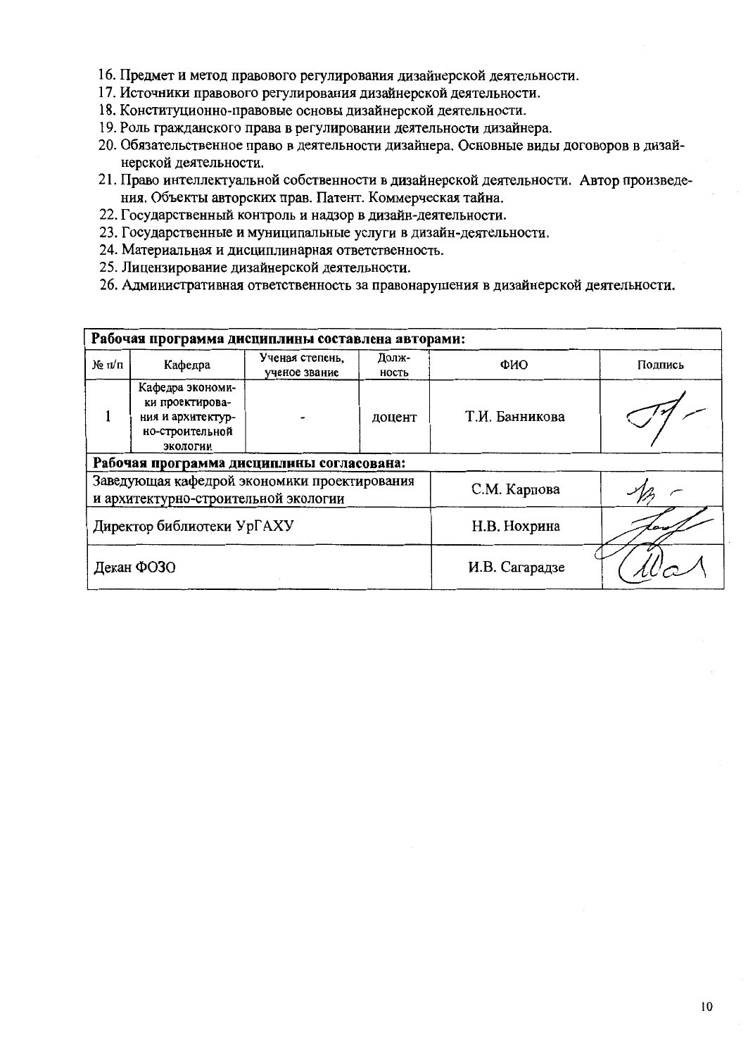16. Предмет и метод правового регулирования дизайнерской деятельности.
17. Источники правового регулирования дизайнерской деятельности.
18. Конституционно-правовые основы дизайнерской деятельности.
19. Роль гражданского права в регулировании деятельности дизайнера.
20. Обязательственное право в деятельности дизайнера. Основные виды договоров в дизайнерской деятельности.
21. Право интеллектуальной собственности в дизайнерской деятельности. Автор произведения. Объекты авторских прав. Патент. Коммерческая тайна.
22. Государственный контроль и надзор в дизайн-деятельности.
23. Государственные и муниципальные услуги в дизайн-деятельности.
24. Материальная и дисциплинарная ответственность.
25. Лицензирование дизайнерской деятельности.
26. Административная ответственность за правонарушения в дизайнерской деятельности.

| **Рабочая программа дисциплины составлена авторами:** | | | | | |
|---|---|---|---|---|---|
| № п/п | Кафедра | Ученая степень, ученое звание | Должность | ФИО | Подпись |
| 1 | Кафедра экономики проектирования и архитектурно-строительной экологии | - | доцент | Т.И. Банникова | |
| **Рабочая программа дисциплины согласована:** | | | | | |
| Заведующая кафедрой экономики проектирования и архитектурно-строительной экологии | | | | С.М. Карпова | |
| Директор библиотеки УрГАХУ | | | | Н.В. Нохрина | |
| Декан ФОЗО | | | | И.В. Сагарадзе | |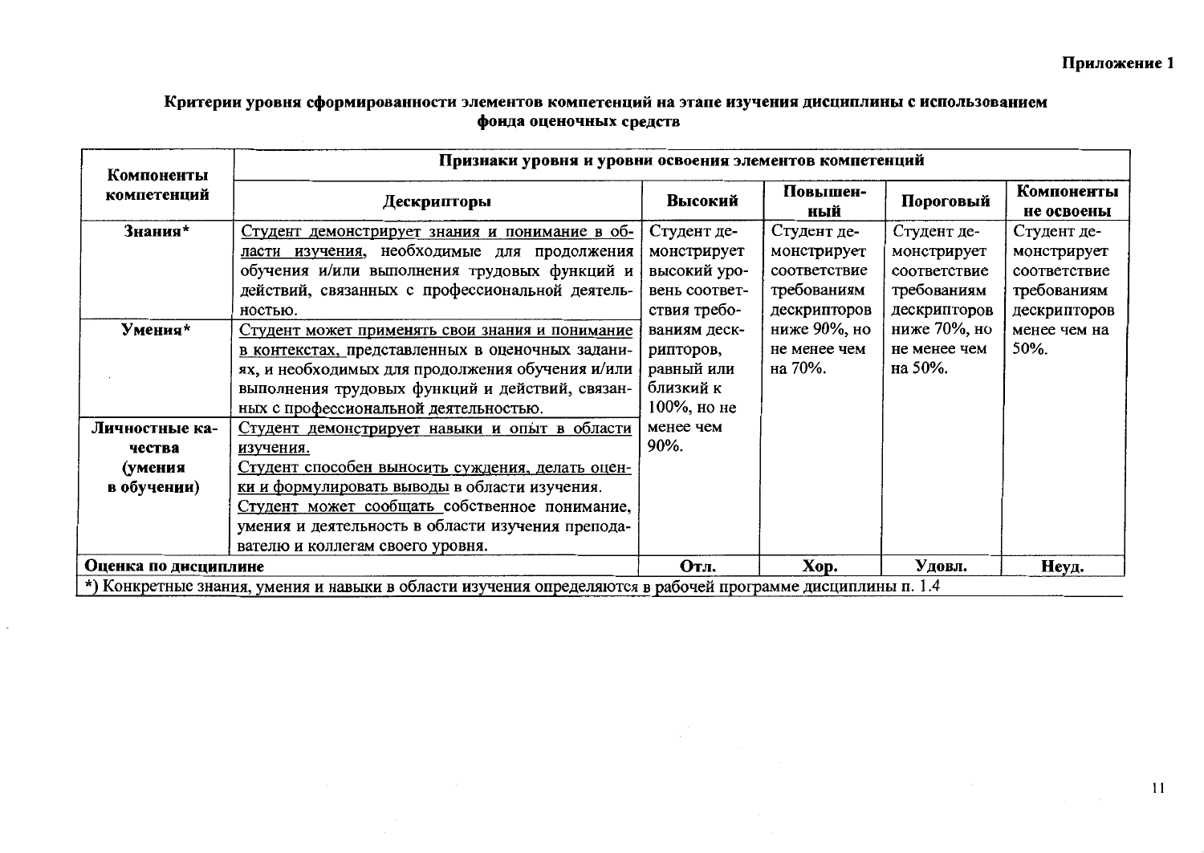**Приложение 1**

**Критерии уровня сформированности элементов компетенций на этапе изучения дисциплины с использованием фонда оценочных средств**

| Компоненты компетенций | Признаки уровня и уровни освоения элементов компетенций | | | | |
|---|---|---|---|---|---|
| | **Дескрипторы** | **Высокий** | **Повышенный** | **Пороговый** | **Компоненты не освоены** |
| **Знания*** | Студент демонстрирует знания и понимание в области изучения, необходимые для продолжения обучения и/или выполнения трудовых функций и действий, связанных с профессиональной деятельностью. | Студент демонстрирует высокий уровень соответствия требованиям дескрипторов, равный или близкий к 100%, но не менее чем 90%. | Студент демонстрирует соответствие требованиям дескрипторов ниже 90%, но не менее чем на 70%. | Студент демонстрирует соответствие требованиям дескрипторов ниже 70%, но не менее чем на 50%. | Студент демонстрирует соответствие требованиям дескрипторов менее чем на 50%. |
| **Умения*** | Студент может применять свои знания и понимание в контекстах, представленных в оценочных заданиях, и необходимых для продолжения обучения и/или выполнения трудовых функций и действий, связанных с профессиональной деятельностью. | | | | |
| **Личностные качества (умения в обучении)** | Студент демонстрирует навыки и опыт в области изучения. Студент способен выносить суждения, делать оценки и формулировать выводы в области изучения. Студент может сообщать собственное понимание, умения и деятельность в области изучения преподавателю и коллегам своего уровня. | | | | |
| **Оценка по дисциплине** | | **Отл.** | **Хор.** | **Удовл.** | **Неуд.** |

*) Конкретные знания, умения и навыки в области изучения определяются в рабочей программе дисциплины п. 1.4